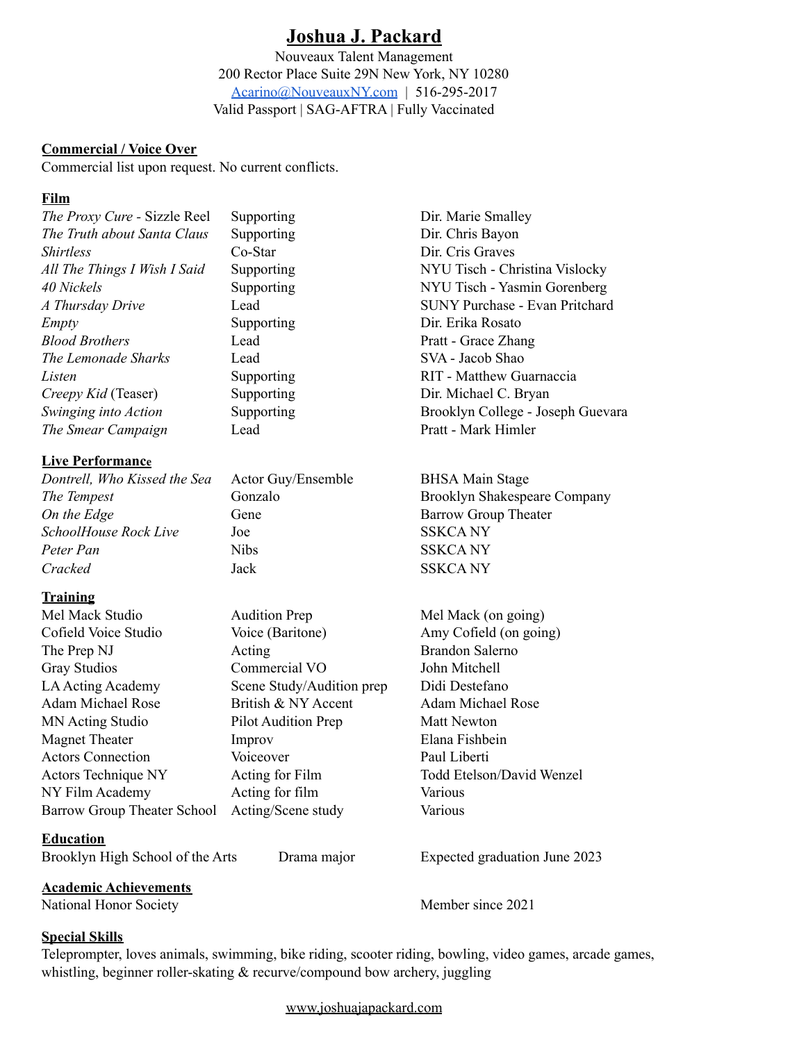# **Joshua J. Packard**

Nouveaux Talent Management
200 Rector Place Suite 29N New York, NY 10280
[Acarino@NouveauxNY.com](mailto:Acarino@NouveauxNY.com) | 516-295-2017
Valid Passport | SAG-AFTRA | Fully Vaccinated

## Commercial / Voice Over

Commercial list upon request. No current conflicts.

## Film

| | | |
|---|---|---|
| *The Proxy Cure* - Sizzle Reel | Supporting | Dir. Marie Smalley |
| *The Truth about Santa Claus* | Supporting | Dir. Chris Bayon |
| *Shirtless* | Co-Star | Dir. Cris Graves |
| *All The Things I Wish I Said* | Supporting | NYU Tisch - Christina Vislocky |
| *40 Nickels* | Supporting | NYU Tisch - Yasmin Gorenberg |
| *A Thursday Drive* | Lead | SUNY Purchase - Evan Pritchard |
| *Empty* | Supporting | Dir. Erika Rosato |
| *Blood Brothers* | Lead | Pratt - Grace Zhang |
| *The Lemonade Sharks* | Lead | SVA - Jacob Shao |
| *Listen* | Supporting | RIT - Matthew Guarnaccia |
| *Creepy Kid* (Teaser) | Supporting | Dir. Michael C. Bryan |
| *Swinging into Action* | Supporting | Brooklyn College - Joseph Guevara |
| *The Smear Campaign* | Lead | Pratt - Mark Himler |

## Live Performance

| | | |
|---|---|---|
| *Dontrell, Who Kissed the Sea* | Actor Guy/Ensemble | BHSA Main Stage |
| *The Tempest* | Gonzalo | Brooklyn Shakespeare Company |
| *On the Edge* | Gene | Barrow Group Theater |
| *SchoolHouse Rock Live* | Joe | SSKCA NY |
| *Peter Pan* | Nibs | SSKCA NY |
| *Cracked* | Jack | SSKCA NY |

## Training

| | | |
|---|---|---|
| Mel Mack Studio | Audition Prep | Mel Mack (on going) |
| Cofield Voice Studio | Voice (Baritone) | Amy Cofield (on going) |
| The Prep NJ | Acting | Brandon Salerno |
| Gray Studios | Commercial VO | John Mitchell |
| LA Acting Academy | Scene Study/Audition prep | Didi Destefano |
| Adam Michael Rose | British & NY Accent | Adam Michael Rose |
| MN Acting Studio | Pilot Audition Prep | Matt Newton |
| Magnet Theater | Improv | Elana Fishbein |
| Actors Connection | Voiceover | Paul Liberti |
| Actors Technique NY | Acting for Film | Todd Etelson/David Wenzel |
| NY Film Academy | Acting for film | Various |
| Barrow Group Theater School | Acting/Scene study | Various |

## Education

| | | |
|---|---|---|
| Brooklyn High School of the Arts | Drama major | Expected graduation June 2023 |

## Academic Achievements

| | |
|---|---|
| National Honor Society | Member since 2021 |

## Special Skills

Teleprompter, loves animals, swimming, bike riding, scooter riding, bowling, video games, arcade games, whistling, beginner roller-skating & recurve/compound bow archery, juggling

[www.joshuajapackard.com](http://www.joshuajapackard.com)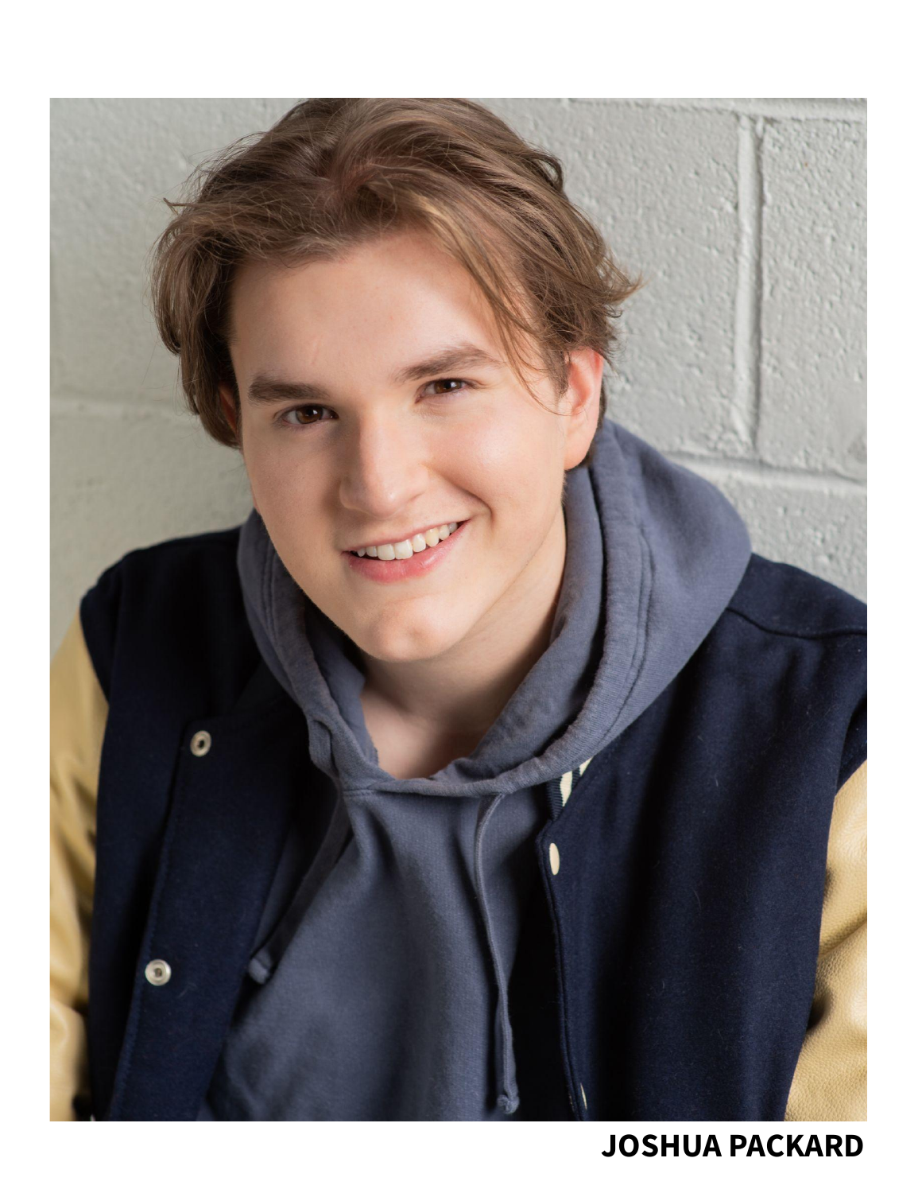**JOSHUA PACKARD**